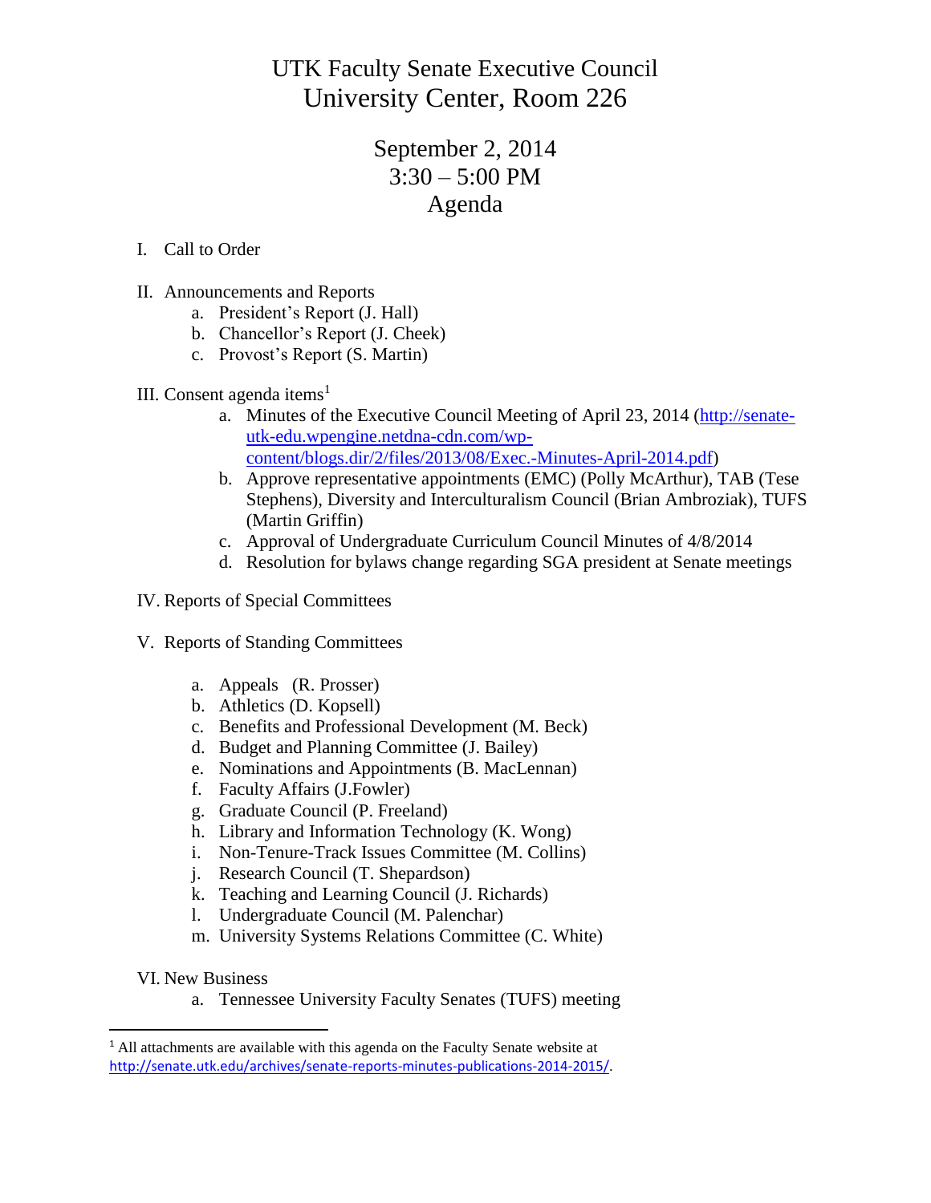# UTK Faculty Senate Executive Council
# University Center, Room 226

## September 2, 2014
## 3:30 – 5:00 PM
## Agenda

I. Call to Order

II. Announcements and Reports
   a. President's Report (J. Hall)
   b. Chancellor's Report (J. Cheek)
   c. Provost's Report (S. Martin)

III. Consent agenda items[1]
   a. Minutes of the Executive Council Meeting of April 23, 2014 (http://senate-utk-edu.wpengine.netdna-cdn.com/wp-content/blogs.dir/2/files/2013/08/Exec.-Minutes-April-2014.pdf)
   b. Approve representative appointments (EMC) (Polly McArthur), TAB (Tese Stephens), Diversity and Interculturalism Council (Brian Ambroziak), TUFS (Martin Griffin)
   c. Approval of Undergraduate Curriculum Council Minutes of 4/8/2014
   d. Resolution for bylaws change regarding SGA president at Senate meetings

IV. Reports of Special Committees

V. Reports of Standing Committees
   a. Appeals (R. Prosser)
   b. Athletics (D. Kopsell)
   c. Benefits and Professional Development (M. Beck)
   d. Budget and Planning Committee (J. Bailey)
   e. Nominations and Appointments (B. MacLennan)
   f. Faculty Affairs (J.Fowler)
   g. Graduate Council (P. Freeland)
   h. Library and Information Technology (K. Wong)
   i. Non-Tenure-Track Issues Committee (M. Collins)
   j. Research Council (T. Shepardson)
   k. Teaching and Learning Council (J. Richards)
   l. Undergraduate Council (M. Palenchar)
   m. University Systems Relations Committee (C. White)

VI. New Business
   a. Tennessee University Faculty Senates (TUFS) meeting

---

[1] All attachments are available with this agenda on the Faculty Senate website at http://senate.utk.edu/archives/senate-reports-minutes-publications-2014-2015/.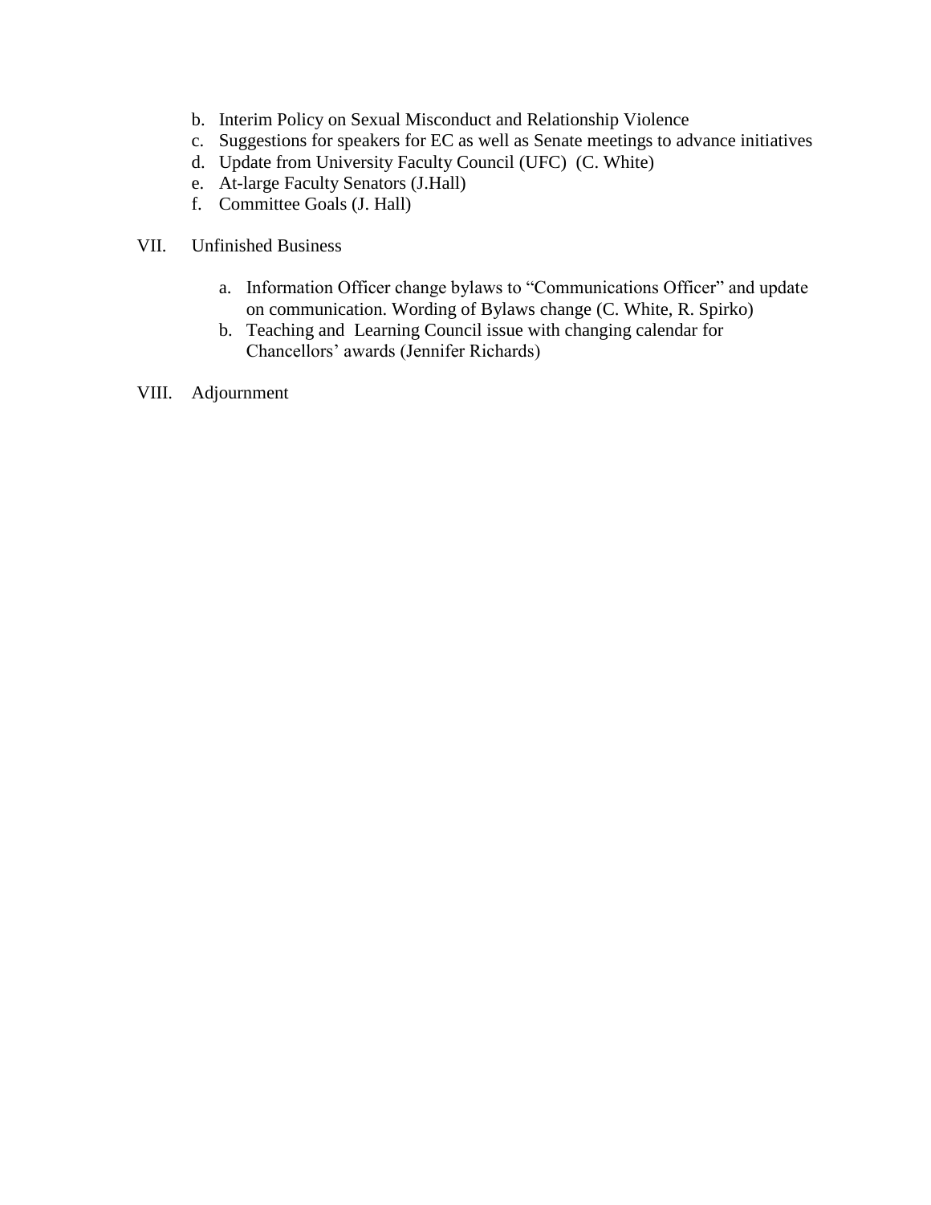b. Interim Policy on Sexual Misconduct and Relationship Violence
c. Suggestions for speakers for EC as well as Senate meetings to advance initiatives
d. Update from University Faculty Council (UFC) (C. White)
e. At-large Faculty Senators (J.Hall)
f. Committee Goals (J. Hall)

VII. Unfinished Business

a. Information Officer change bylaws to "Communications Officer" and update on communication. Wording of Bylaws change (C. White, R. Spirko)
b. Teaching and Learning Council issue with changing calendar for Chancellors' awards (Jennifer Richards)

VIII. Adjournment